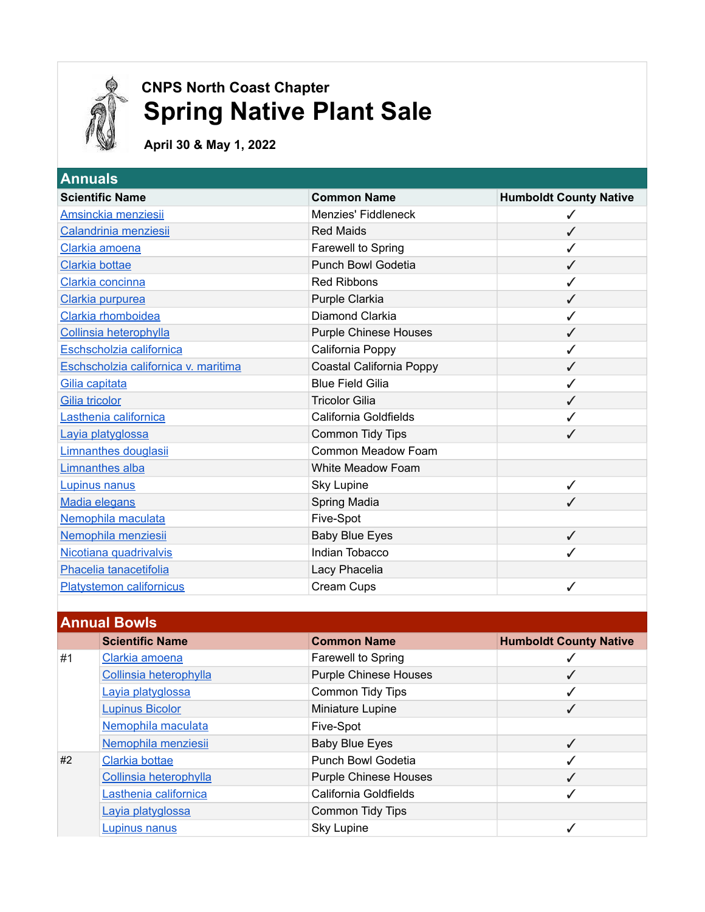**CNPS North Coast Chapter**

# Spring Native Plant Sale

**April 30 & May 1, 2022**

## Annuals

| Scientific Name | Common Name | Humboldt County Native |
| --- | --- | --- |
| Amsinckia menziesii | Menzies' Fiddleneck | ✓ |
| Calandrinia menziesii | Red Maids | ✓ |
| Clarkia amoena | Farewell to Spring | ✓ |
| Clarkia bottae | Punch Bowl Godetia | ✓ |
| Clarkia concinna | Red Ribbons | ✓ |
| Clarkia purpurea | Purple Clarkia | ✓ |
| Clarkia rhomboidea | Diamond Clarkia | ✓ |
| Collinsia heterophylla | Purple Chinese Houses | ✓ |
| Eschscholzia californica | California Poppy | ✓ |
| Eschscholzia californica v. maritima | Coastal California Poppy | ✓ |
| Gilia capitata | Blue Field Gilia | ✓ |
| Gilia tricolor | Tricolor Gilia | ✓ |
| Lasthenia californica | California Goldfields | ✓ |
| Layia platyglossa | Common Tidy Tips | ✓ |
| Limnanthes douglasii | Common Meadow Foam | |
| Limnanthes alba | White Meadow Foam | |
| Lupinus nanus | Sky Lupine | ✓ |
| Madia elegans | Spring Madia | ✓ |
| Nemophila maculata | Five-Spot | |
| Nemophila menziesii | Baby Blue Eyes | ✓ |
| Nicotiana quadrivalvis | Indian Tobacco | ✓ |
| Phacelia tanacetifolia | Lacy Phacelia | |
| Platystemon californicus | Cream Cups | ✓ |

## Annual Bowls

| | Scientific Name | Common Name | Humboldt County Native |
| --- | --- | --- | --- |
| #1 | Clarkia amoena | Farewell to Spring | ✓ |
| | Collinsia heterophylla | Purple Chinese Houses | ✓ |
| | Layia platyglossa | Common Tidy Tips | ✓ |
| | Lupinus Bicolor | Miniature Lupine | ✓ |
| | Nemophila maculata | Five-Spot | |
| | Nemophila menziesii | Baby Blue Eyes | ✓ |
| #2 | Clarkia bottae | Punch Bowl Godetia | ✓ |
| | Collinsia heterophylla | Purple Chinese Houses | ✓ |
| | Lasthenia californica | California Goldfields | ✓ |
| | Layia platyglossa | Common Tidy Tips | |
| | Lupinus nanus | Sky Lupine | ✓ |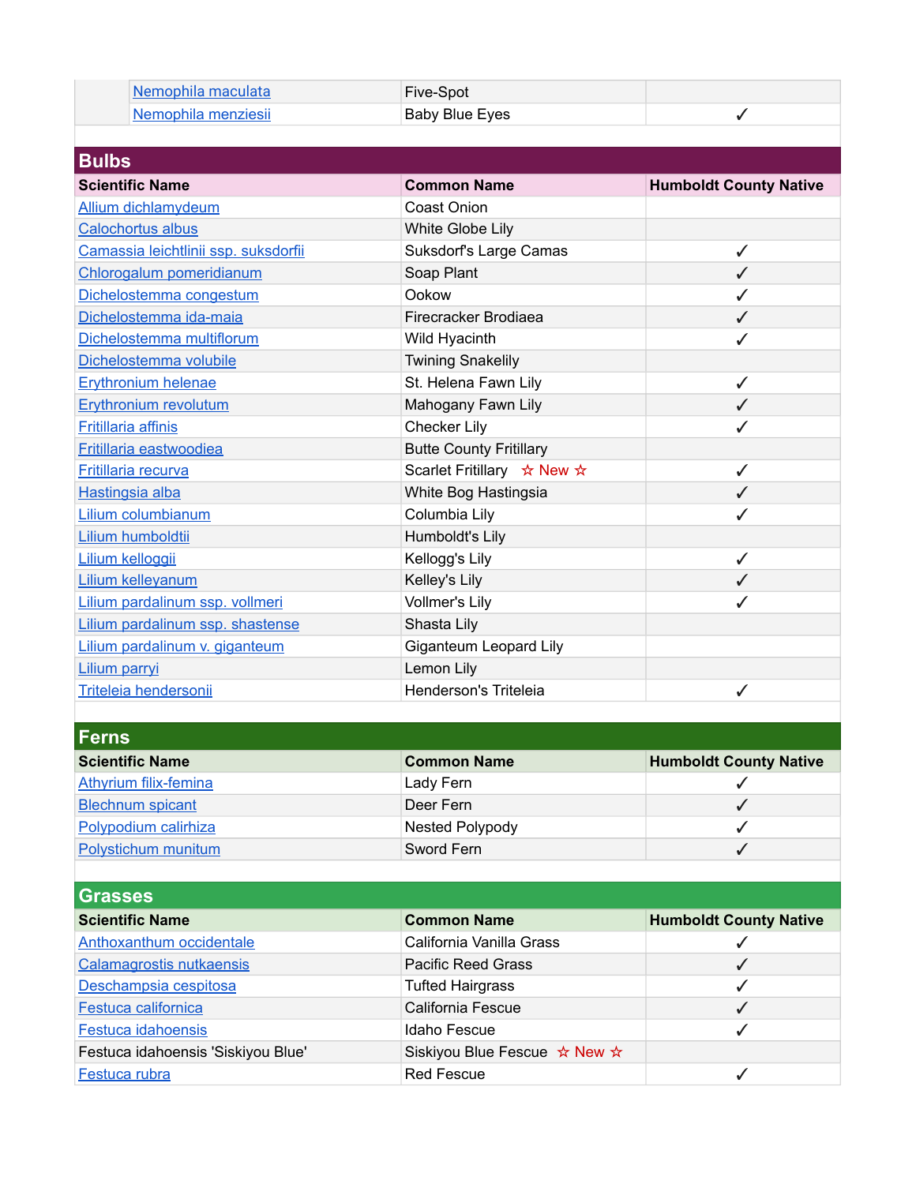| | Scientific Name | Common Name | Humboldt County Native |
|---|---|---|---|
| | Nemophila maculata | Five-Spot | |
| | Nemophila menziesii | Baby Blue Eyes | ✓ |

## Bulbs

| Scientific Name | Common Name | Humboldt County Native |
|---|---|---|
| Allium dichlamydeum | Coast Onion | |
| Calochortus albus | White Globe Lily | |
| Camassia leichtlinii ssp. suksdorfii | Suksdorf's Large Camas | ✓ |
| Chlorogalum pomeridianum | Soap Plant | ✓ |
| Dichelostemma congestum | Ookow | ✓ |
| Dichelostemma ida-maia | Firecracker Brodiaea | ✓ |
| Dichelostemma multiflorum | Wild Hyacinth | ✓ |
| Dichelostemma volubile | Twining Snakelily | |
| Erythronium helenae | St. Helena Fawn Lily | ✓ |
| Erythronium revolutum | Mahogany Fawn Lily | ✓ |
| Fritillaria affinis | Checker Lily | ✓ |
| Fritillaria eastwoodiea | Butte County Fritillary | |
| Fritillaria recurva | Scarlet Fritillary ☆ New ☆ | ✓ |
| Hastingsia alba | White Bog Hastingsia | ✓ |
| Lilium columbianum | Columbia Lily | ✓ |
| Lilium humboldtii | Humboldt's Lily | |
| Lilium kelloggii | Kellogg's Lily | ✓ |
| Lilium kelleyanum | Kelley's Lily | ✓ |
| Lilium pardalinum ssp. vollmeri | Vollmer's Lily | ✓ |
| Lilium pardalinum ssp. shastense | Shasta Lily | |
| Lilium pardalinum v. giganteum | Giganteum Leopard Lily | |
| Lilium parryi | Lemon Lily | |
| Triteleia hendersonii | Henderson's Triteleia | ✓ |

## Ferns

| Scientific Name | Common Name | Humboldt County Native |
|---|---|---|
| Athyrium filix-femina | Lady Fern | ✓ |
| Blechnum spicant | Deer Fern | ✓ |
| Polypodium calirhiza | Nested Polypody | ✓ |
| Polystichum munitum | Sword Fern | ✓ |

## Grasses

| Scientific Name | Common Name | Humboldt County Native |
|---|---|---|
| Anthoxanthum occidentale | California Vanilla Grass | ✓ |
| Calamagrostis nutkaensis | Pacific Reed Grass | ✓ |
| Deschampsia cespitosa | Tufted Hairgrass | ✓ |
| Festuca californica | California Fescue | ✓ |
| Festuca idahoensis | Idaho Fescue | ✓ |
| Festuca idahoensis 'Siskiyou Blue' | Siskiyou Blue Fescue ☆ New ☆ | |
| Festuca rubra | Red Fescue | ✓ |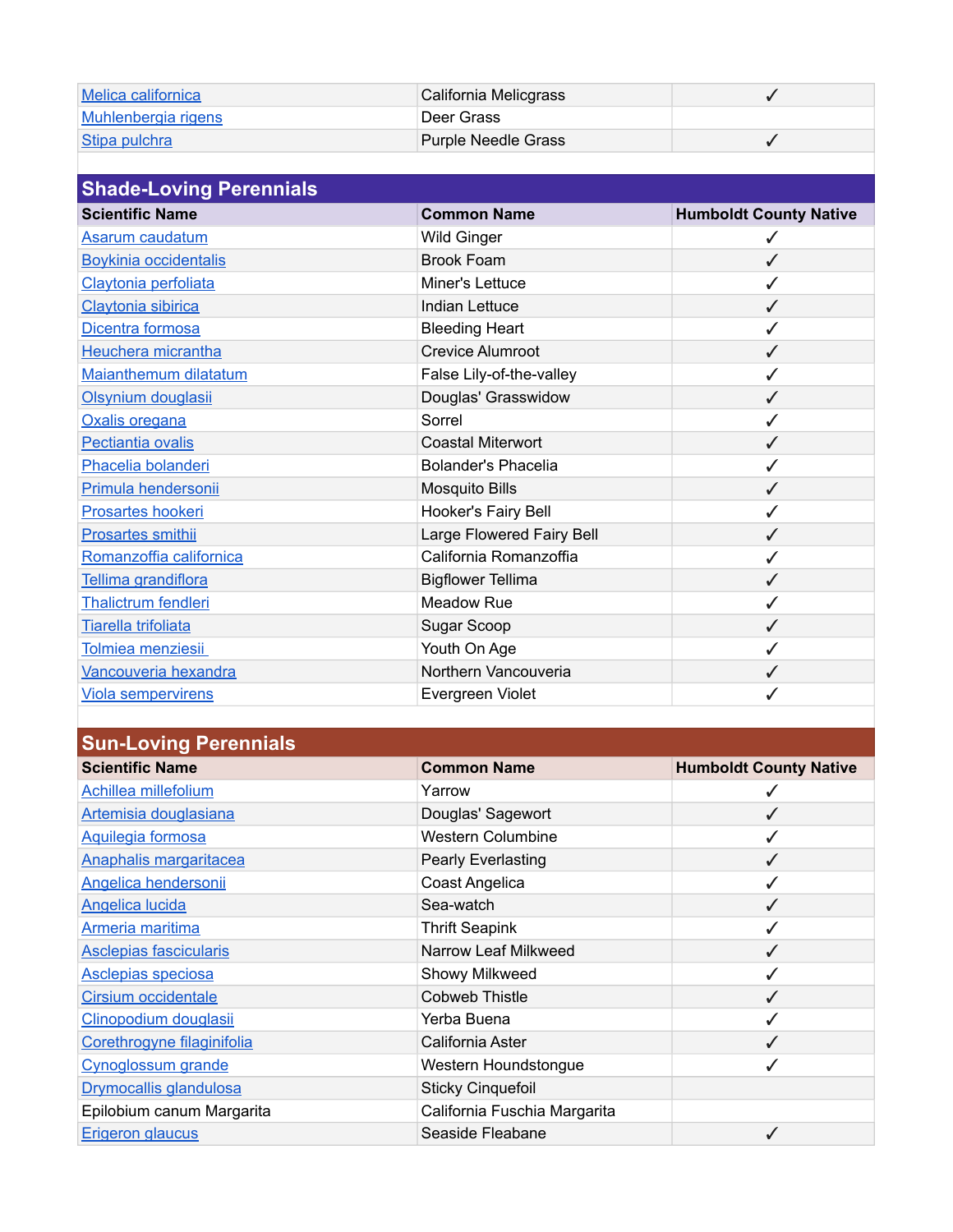| | | |
|---|---|---|
| Melica californica | California Melicgrass | ✓ |
| Muhlenbergia rigens | Deer Grass | |
| Stipa pulchra | Purple Needle Grass | ✓ |

## Shade-Loving Perennials

| Scientific Name | Common Name | Humboldt County Native |
|---|---|---|
| Asarum caudatum | Wild Ginger | ✓ |
| Boykinia occidentalis | Brook Foam | ✓ |
| Claytonia perfoliata | Miner's Lettuce | ✓ |
| Claytonia sibirica | Indian Lettuce | ✓ |
| Dicentra formosa | Bleeding Heart | ✓ |
| Heuchera micrantha | Crevice Alumroot | ✓ |
| Maianthemum dilatatum | False Lily-of-the-valley | ✓ |
| Olsynium douglasii | Douglas' Grasswidow | ✓ |
| Oxalis oregana | Sorrel | ✓ |
| Pectiantia ovalis | Coastal Miterwort | ✓ |
| Phacelia bolanderi | Bolander's Phacelia | ✓ |
| Primula hendersonii | Mosquito Bills | ✓ |
| Prosartes hookeri | Hooker's Fairy Bell | ✓ |
| Prosartes smithii | Large Flowered Fairy Bell | ✓ |
| Romanzoffia californica | California Romanzoffia | ✓ |
| Tellima grandiflora | Bigflower Tellima | ✓ |
| Thalictrum fendleri | Meadow Rue | ✓ |
| Tiarella trifoliata | Sugar Scoop | ✓ |
| Tolmiea menziesii | Youth On Age | ✓ |
| Vancouveria hexandra | Northern Vancouveria | ✓ |
| Viola sempervirens | Evergreen Violet | ✓ |

## Sun-Loving Perennials

| Scientific Name | Common Name | Humboldt County Native |
|---|---|---|
| Achillea millefolium | Yarrow | ✓ |
| Artemisia douglasiana | Douglas' Sagewort | ✓ |
| Aquilegia formosa | Western Columbine | ✓ |
| Anaphalis margaritacea | Pearly Everlasting | ✓ |
| Angelica hendersonii | Coast Angelica | ✓ |
| Angelica lucida | Sea-watch | ✓ |
| Armeria maritima | Thrift Seapink | ✓ |
| Asclepias fascicularis | Narrow Leaf Milkweed | ✓ |
| Asclepias speciosa | Showy Milkweed | ✓ |
| Cirsium occidentale | Cobweb Thistle | ✓ |
| Clinopodium douglasii | Yerba Buena | ✓ |
| Corethrogyne filaginifolia | California Aster | ✓ |
| Cynoglossum grande | Western Houndstongue | ✓ |
| Drymocallis glandulosa | Sticky Cinquefoil | |
| Epilobium canum Margarita | California Fuschia Margarita | |
| Erigeron glaucus | Seaside Fleabane | ✓ |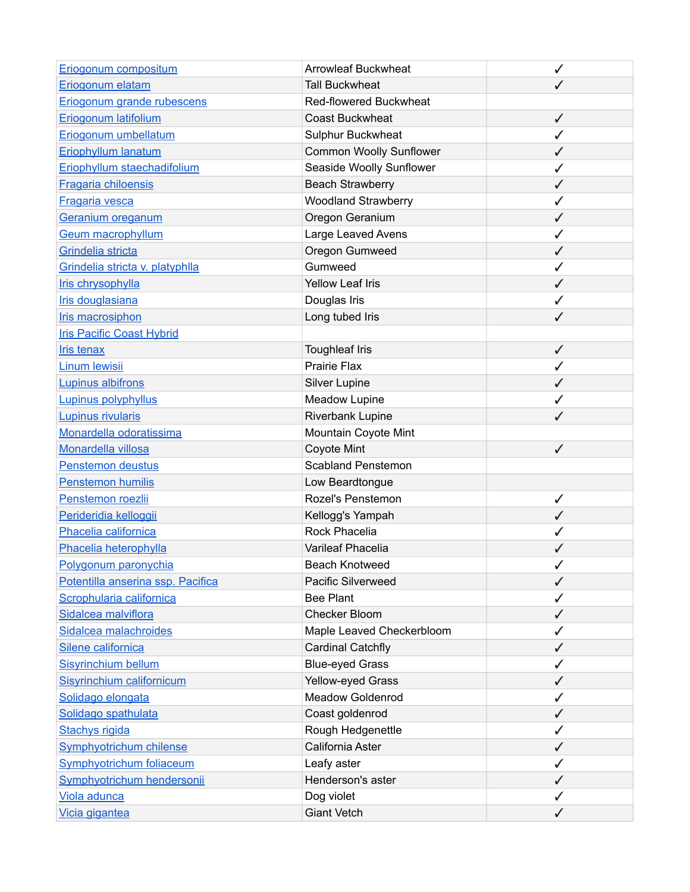| | | |
|---|---|---|
| Eriogonum compositum | Arrowleaf Buckwheat | ✓ |
| Eriogonum elatam | Tall Buckwheat | ✓ |
| Eriogonum grande rubescens | Red-flowered Buckwheat | |
| Eriogonum latifolium | Coast Buckwheat | ✓ |
| Eriogonum umbellatum | Sulphur Buckwheat | ✓ |
| Eriophyllum lanatum | Common Woolly Sunflower | ✓ |
| Eriophyllum staechadifolium | Seaside Woolly Sunflower | ✓ |
| Fragaria chiloensis | Beach Strawberry | ✓ |
| Fragaria vesca | Woodland Strawberry | ✓ |
| Geranium oreganum | Oregon Geranium | ✓ |
| Geum macrophyllum | Large Leaved Avens | ✓ |
| Grindelia stricta | Oregon Gumweed | ✓ |
| Grindelia stricta v. platyphlla | Gumweed | ✓ |
| Iris chrysophylla | Yellow Leaf Iris | ✓ |
| Iris douglasiana | Douglas Iris | ✓ |
| Iris macrosiphon | Long tubed Iris | ✓ |
| Iris Pacific Coast Hybrid | | |
| Iris tenax | Toughleaf Iris | ✓ |
| Linum lewisii | Prairie Flax | ✓ |
| Lupinus albifrons | Silver Lupine | ✓ |
| Lupinus polyphyllus | Meadow Lupine | ✓ |
| Lupinus rivularis | Riverbank Lupine | ✓ |
| Monardella odoratissima | Mountain Coyote Mint | |
| Monardella villosa | Coyote Mint | ✓ |
| Penstemon deustus | Scabland Penstemon | |
| Penstemon humilis | Low Beardtongue | |
| Penstemon roezlii | Rozel's Penstemon | ✓ |
| Perideridia kelloggii | Kellogg's Yampah | ✓ |
| Phacelia californica | Rock Phacelia | ✓ |
| Phacelia heterophylla | Varileaf Phacelia | ✓ |
| Polygonum paronychia | Beach Knotweed | ✓ |
| Potentilla anserina ssp. Pacifica | Pacific Silverweed | ✓ |
| Scrophularia californica | Bee Plant | ✓ |
| Sidalcea malviflora | Checker Bloom | ✓ |
| Sidalcea malachroides | Maple Leaved Checkerbloom | ✓ |
| Silene californica | Cardinal Catchfly | ✓ |
| Sisyrinchium bellum | Blue-eyed Grass | ✓ |
| Sisyrinchium californicum | Yellow-eyed Grass | ✓ |
| Solidago elongata | Meadow Goldenrod | ✓ |
| Solidago spathulata | Coast goldenrod | ✓ |
| Stachys rigida | Rough Hedgenettle | ✓ |
| Symphyotrichum chilense | California Aster | ✓ |
| Symphyotrichum foliaceum | Leafy aster | ✓ |
| Symphyotrichum hendersonii | Henderson's aster | ✓ |
| Viola adunca | Dog violet | ✓ |
| Vicia gigantea | Giant Vetch | ✓ |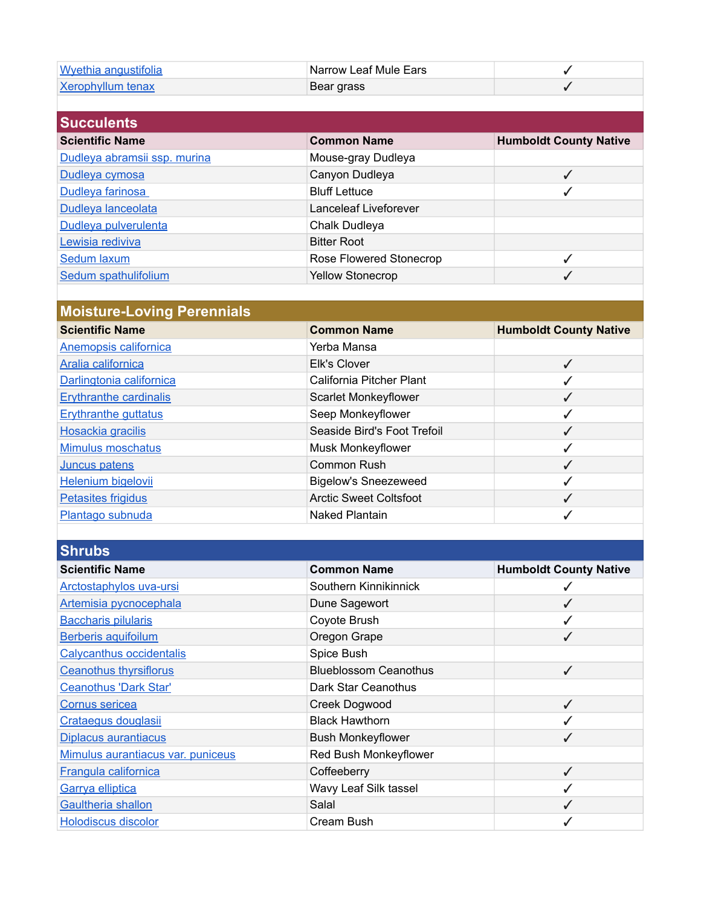| Scientific Name | Common Name | Humboldt County Native |
| --- | --- | --- |
| Wyethia angustifolia | Narrow Leaf Mule Ears | ✓ |
| Xerophyllum tenax | Bear grass | ✓ |

## Succulents

| Scientific Name | Common Name | Humboldt County Native |
| --- | --- | --- |
| Dudleya abramsii ssp. murina | Mouse-gray Dudleya | |
| Dudleya cymosa | Canyon Dudleya | ✓ |
| Dudleya farinosa | Bluff Lettuce | ✓ |
| Dudleya lanceolata | Lanceleaf Liveforever | |
| Dudleya pulverulenta | Chalk Dudleya | |
| Lewisia rediviva | Bitter Root | |
| Sedum laxum | Rose Flowered Stonecrop | ✓ |
| Sedum spathulifolium | Yellow Stonecrop | ✓ |

## Moisture-Loving Perennials

| Scientific Name | Common Name | Humboldt County Native |
| --- | --- | --- |
| Anemopsis californica | Yerba Mansa | |
| Aralia californica | Elk's Clover | ✓ |
| Darlingtonia californica | California Pitcher Plant | ✓ |
| Erythranthe cardinalis | Scarlet Monkeyflower | ✓ |
| Erythranthe guttatus | Seep Monkeyflower | ✓ |
| Hosackia gracilis | Seaside Bird's Foot Trefoil | ✓ |
| Mimulus moschatus | Musk Monkeyflower | ✓ |
| Juncus patens | Common Rush | ✓ |
| Helenium bigelovii | Bigelow's Sneezeweed | ✓ |
| Petasites frigidus | Arctic Sweet Coltsfoot | ✓ |
| Plantago subnuda | Naked Plantain | ✓ |

## Shrubs

| Scientific Name | Common Name | Humboldt County Native |
| --- | --- | --- |
| Arctostaphylos uva-ursi | Southern Kinnikinnick | ✓ |
| Artemisia pycnocephala | Dune Sagewort | ✓ |
| Baccharis pilularis | Coyote Brush | ✓ |
| Berberis aquifoilum | Oregon Grape | ✓ |
| Calycanthus occidentalis | Spice Bush | |
| Ceanothus thyrsiflorus | Blueblossom Ceanothus | ✓ |
| Ceanothus 'Dark Star' | Dark Star Ceanothus | |
| Cornus sericea | Creek Dogwood | ✓ |
| Crataegus douglasii | Black Hawthorn | ✓ |
| Diplacus aurantiacus | Bush Monkeyflower | ✓ |
| Mimulus aurantiacus var. puniceus | Red Bush Monkeyflower | |
| Frangula californica | Coffeeberry | ✓ |
| Garrya elliptica | Wavy Leaf Silk tassel | ✓ |
| Gaultheria shallon | Salal | ✓ |
| Holodiscus discolor | Cream Bush | ✓ |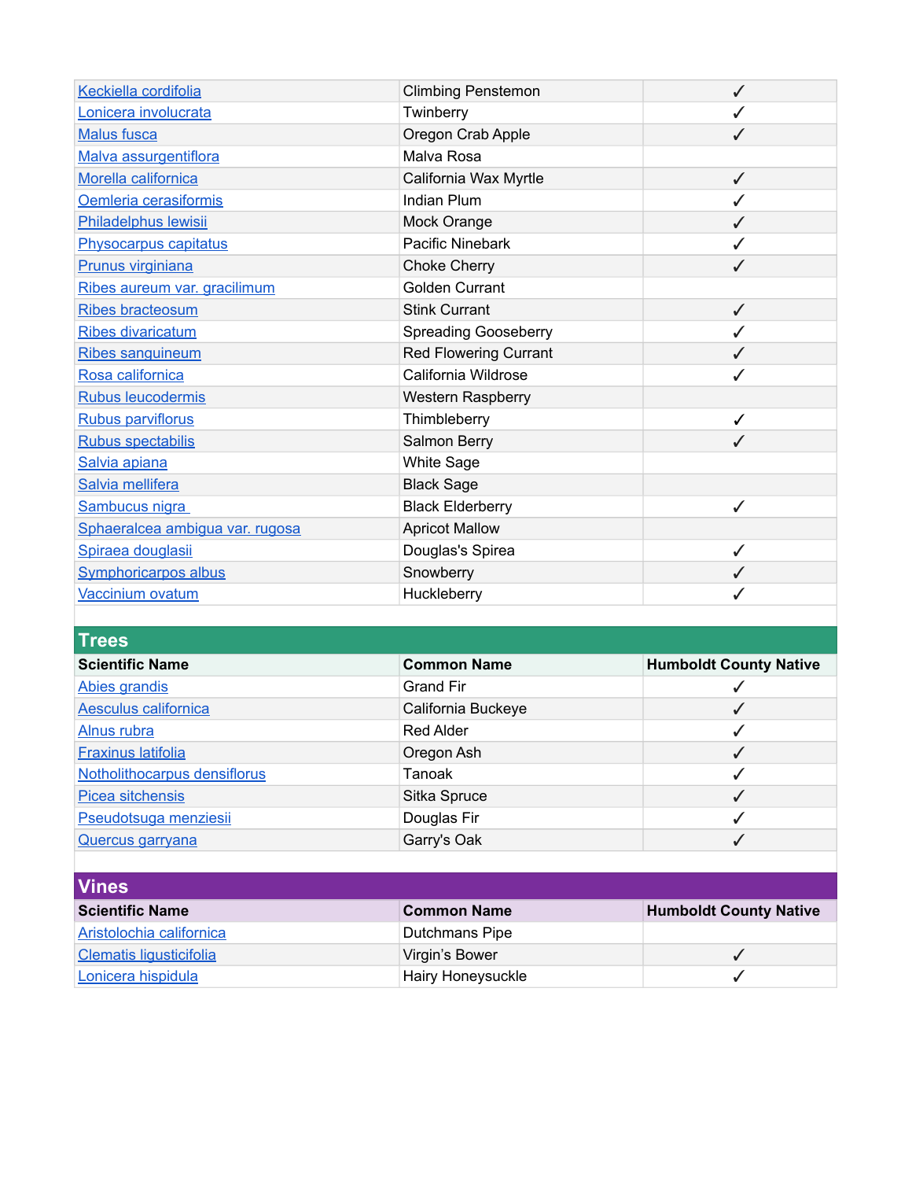| | | |
|---|---|---|
| Keckiella cordifolia | Climbing Penstemon | ✓ |
| Lonicera involucrata | Twinberry | ✓ |
| Malus fusca | Oregon Crab Apple | ✓ |
| Malva assurgentiflora | Malva Rosa | |
| Morella californica | California Wax Myrtle | ✓ |
| Oemleria cerasiformis | Indian Plum | ✓ |
| Philadelphus lewisii | Mock Orange | ✓ |
| Physocarpus capitatus | Pacific Ninebark | ✓ |
| Prunus virginiana | Choke Cherry | ✓ |
| Ribes aureum var. gracilimum | Golden Currant | |
| Ribes bracteosum | Stink Currant | ✓ |
| Ribes divaricatum | Spreading Gooseberry | ✓ |
| Ribes sanguineum | Red Flowering Currant | ✓ |
| Rosa californica | California Wildrose | ✓ |
| Rubus leucodermis | Western Raspberry | |
| Rubus parviflorus | Thimbleberry | ✓ |
| Rubus spectabilis | Salmon Berry | ✓ |
| Salvia apiana | White Sage | |
| Salvia mellifera | Black Sage | |
| Sambucus nigra | Black Elderberry | ✓ |
| Sphaeralcea ambigua var. rugosa | Apricot Mallow | |
| Spiraea douglasii | Douglas's Spirea | ✓ |
| Symphoricarpos albus | Snowberry | ✓ |
| Vaccinium ovatum | Huckleberry | ✓ |

## Trees

| Scientific Name | Common Name | Humboldt County Native |
|---|---|---|
| Abies grandis | Grand Fir | ✓ |
| Aesculus californica | California Buckeye | ✓ |
| Alnus rubra | Red Alder | ✓ |
| Fraxinus latifolia | Oregon Ash | ✓ |
| Notholithocarpus densiflorus | Tanoak | ✓ |
| Picea sitchensis | Sitka Spruce | ✓ |
| Pseudotsuga menziesii | Douglas Fir | ✓ |
| Quercus garryana | Garry's Oak | ✓ |

## Vines

| Scientific Name | Common Name | Humboldt County Native |
|---|---|---|
| Aristolochia californica | Dutchmans Pipe | |
| Clematis ligusticifolia | Virgin's Bower | ✓ |
| Lonicera hispidula | Hairy Honeysuckle | ✓ |